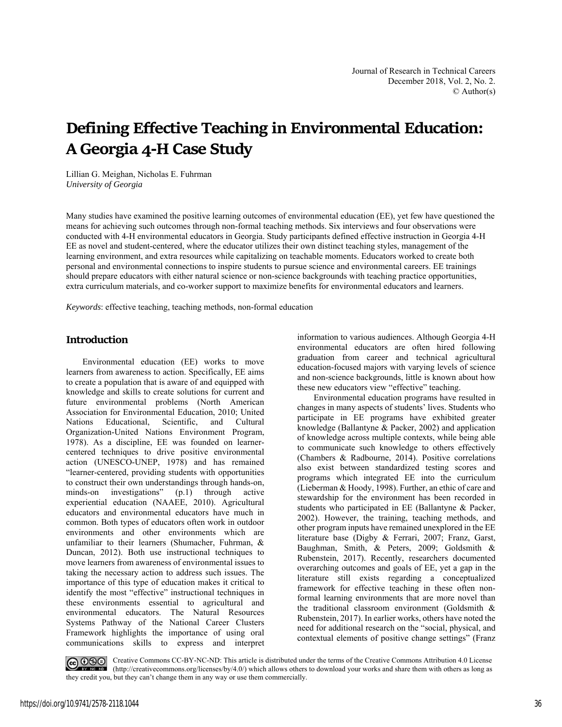# Defining Effective Teaching in Environmental Education: A Georgia 4-H Case Study

Lillian G. Meighan, Nicholas E. Fuhrman
*University of Georgia*

Many studies have examined the positive learning outcomes of environmental education (EE), yet few have questioned the means for achieving such outcomes through non-formal teaching methods. Six interviews and four observations were conducted with 4-H environmental educators in Georgia. Study participants defined effective instruction in Georgia 4-H EE as novel and student-centered, where the educator utilizes their own distinct teaching styles, management of the learning environment, and extra resources while capitalizing on teachable moments. Educators worked to create both personal and environmental connections to inspire students to pursue science and environmental careers. EE trainings should prepare educators with either natural science or non-science backgrounds with teaching practice opportunities, extra curriculum materials, and co-worker support to maximize benefits for environmental educators and learners.

*Keywords*: effective teaching, teaching methods, non-formal education

## Introduction

Environmental education (EE) works to move learners from awareness to action. Specifically, EE aims to create a population that is aware of and equipped with knowledge and skills to create solutions for current and future environmental problems (North American Association for Environmental Education, 2010; United Nations Educational, Scientific, and Cultural Organization-United Nations Environment Program, 1978). As a discipline, EE was founded on learner-centered techniques to drive positive environmental action (UNESCO-UNEP, 1978) and has remained "learner-centered, providing students with opportunities to construct their own understandings through hands-on, minds-on investigations" (p.1) through active experiential education (NAAEE, 2010). Agricultural educators and environmental educators have much in common. Both types of educators often work in outdoor environments and other environments which are unfamiliar to their learners (Shumacher, Fuhrman, & Duncan, 2012). Both use instructional techniques to move learners from awareness of environmental issues to taking the necessary action to address such issues. The importance of this type of education makes it critical to identify the most "effective" instructional techniques in these environments essential to agricultural and environmental educators. The Natural Resources Systems Pathway of the National Career Clusters Framework highlights the importance of using oral communications skills to express and interpret information to various audiences. Although Georgia 4-H environmental educators are often hired following graduation from career and technical agricultural education-focused majors with varying levels of science and non-science backgrounds, little is known about how these new educators view "effective" teaching.

Environmental education programs have resulted in changes in many aspects of students' lives. Students who participate in EE programs have exhibited greater knowledge (Ballantyne & Packer, 2002) and application of knowledge across multiple contexts, while being able to communicate such knowledge to others effectively (Chambers & Radbourne, 2014). Positive correlations also exist between standardized testing scores and programs which integrated EE into the curriculum (Lieberman & Hoody, 1998). Further, an ethic of care and stewardship for the environment has been recorded in students who participated in EE (Ballantyne & Packer, 2002). However, the training, teaching methods, and other program inputs have remained unexplored in the EE literature base (Digby & Ferrari, 2007; Franz, Garst, Baughman, Smith, & Peters, 2009; Goldsmith & Rubenstein, 2017). Recently, researchers documented overarching outcomes and goals of EE, yet a gap in the literature still exists regarding a conceptualized framework for effective teaching in these often non-formal learning environments that are more novel than the traditional classroom environment (Goldsmith & Rubenstein, 2017). In earlier works, others have noted the need for additional research on the "social, physical, and contextual elements of positive change settings" (Franz

Creative Commons CC-BY-NC-ND: This article is distributed under the terms of the Creative Commons Attribution 4.0 License (http://creativecommons.org/licenses/by/4.0/) which allows others to download your works and share them with others as long as they credit you, but they can't change them in any way or use them commercially.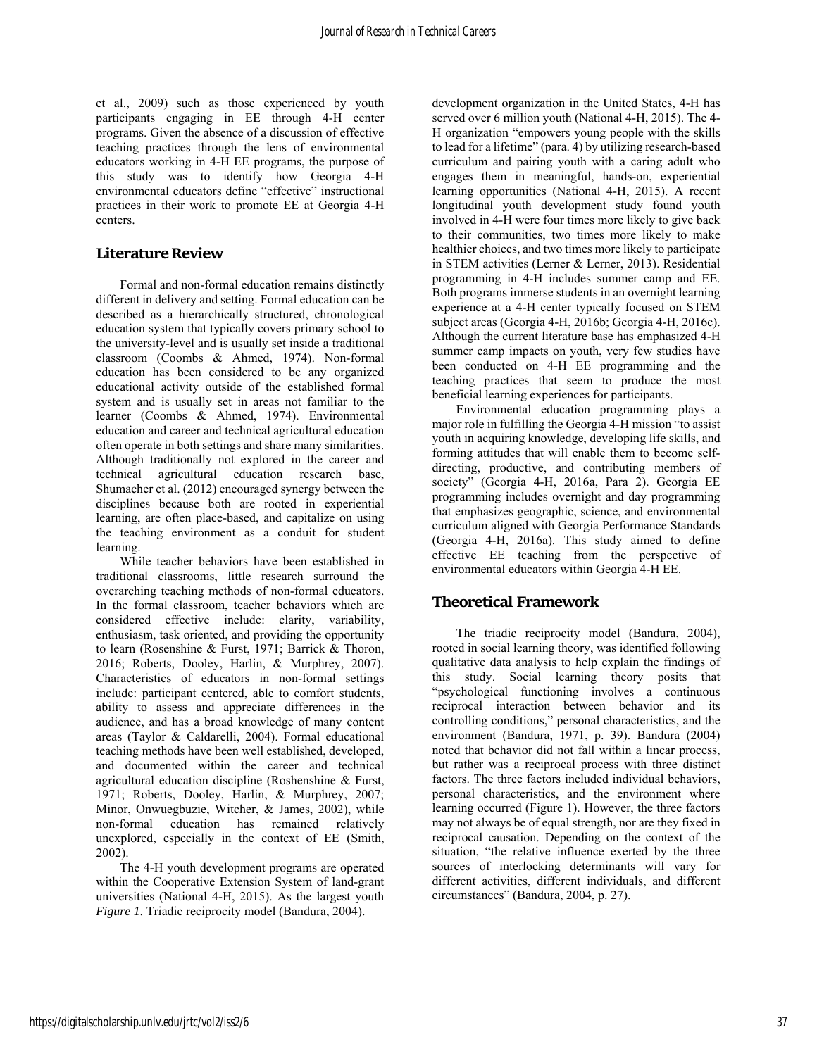et al., 2009) such as those experienced by youth participants engaging in EE through 4-H center programs. Given the absence of a discussion of effective teaching practices through the lens of environmental educators working in 4-H EE programs, the purpose of this study was to identify how Georgia 4-H environmental educators define "effective" instructional practices in their work to promote EE at Georgia 4-H centers.

## Literature Review

Formal and non-formal education remains distinctly different in delivery and setting. Formal education can be described as a hierarchically structured, chronological education system that typically covers primary school to the university-level and is usually set inside a traditional classroom (Coombs & Ahmed, 1974). Non-formal education has been considered to be any organized educational activity outside of the established formal system and is usually set in areas not familiar to the learner (Coombs & Ahmed, 1974). Environmental education and career and technical agricultural education often operate in both settings and share many similarities. Although traditionally not explored in the career and technical agricultural education research base, Shumacher et al. (2012) encouraged synergy between the disciplines because both are rooted in experiential learning, are often place-based, and capitalize on using the teaching environment as a conduit for student learning.

While teacher behaviors have been established in traditional classrooms, little research surround the overarching teaching methods of non-formal educators. In the formal classroom, teacher behaviors which are considered effective include: clarity, variability, enthusiasm, task oriented, and providing the opportunity to learn (Rosenshine & Furst, 1971; Barrick & Thoron, 2016; Roberts, Dooley, Harlin, & Murphrey, 2007). Characteristics of educators in non-formal settings include: participant centered, able to comfort students, ability to assess and appreciate differences in the audience, and has a broad knowledge of many content areas (Taylor & Caldarelli, 2004). Formal educational teaching methods have been well established, developed, and documented within the career and technical agricultural education discipline (Roshenshine & Furst, 1971; Roberts, Dooley, Harlin, & Murphrey, 2007; Minor, Onwuegbuzie, Witcher, & James, 2002), while non-formal education has remained relatively unexplored, especially in the context of EE (Smith, 2002).

The 4-H youth development programs are operated within the Cooperative Extension System of land-grant universities (National 4-H, 2015). As the largest youth development organization in the United States, 4-H has served over 6 million youth (National 4-H, 2015). The 4-H organization "empowers young people with the skills to lead for a lifetime" (para. 4) by utilizing research-based curriculum and pairing youth with a caring adult who engages them in meaningful, hands-on, experiential learning opportunities (National 4-H, 2015). A recent longitudinal youth development study found youth involved in 4-H were four times more likely to give back to their communities, two times more likely to make healthier choices, and two times more likely to participate in STEM activities (Lerner & Lerner, 2013). Residential programming in 4-H includes summer camp and EE. Both programs immerse students in an overnight learning experience at a 4-H center typically focused on STEM subject areas (Georgia 4-H, 2016b; Georgia 4-H, 2016c). Although the current literature base has emphasized 4-H summer camp impacts on youth, very few studies have been conducted on 4-H EE programming and the teaching practices that seem to produce the most beneficial learning experiences for participants.

Environmental education programming plays a major role in fulfilling the Georgia 4-H mission "to assist youth in acquiring knowledge, developing life skills, and forming attitudes that will enable them to become self-directing, productive, and contributing members of society" (Georgia 4-H, 2016a, Para 2). Georgia EE programming includes overnight and day programming that emphasizes geographic, science, and environmental curriculum aligned with Georgia Performance Standards (Georgia 4-H, 2016a). This study aimed to define effective EE teaching from the perspective of environmental educators within Georgia 4-H EE.

## Theoretical Framework

The triadic reciprocity model (Bandura, 2004), rooted in social learning theory, was identified following qualitative data analysis to help explain the findings of this study. Social learning theory posits that "psychological functioning involves a continuous reciprocal interaction between behavior and its controlling conditions," personal characteristics, and the environment (Bandura, 1971, p. 39). Bandura (2004) noted that behavior did not fall within a linear process, but rather was a reciprocal process with three distinct factors. The three factors included individual behaviors, personal characteristics, and the environment where learning occurred (Figure 1). However, the three factors may not always be of equal strength, nor are they fixed in reciprocal causation. Depending on the context of the situation, "the relative influence exerted by the three sources of interlocking determinants will vary for different activities, different individuals, and different circumstances" (Bandura, 2004, p. 27).

*Figure 1.* Triadic reciprocity model (Bandura, 2004).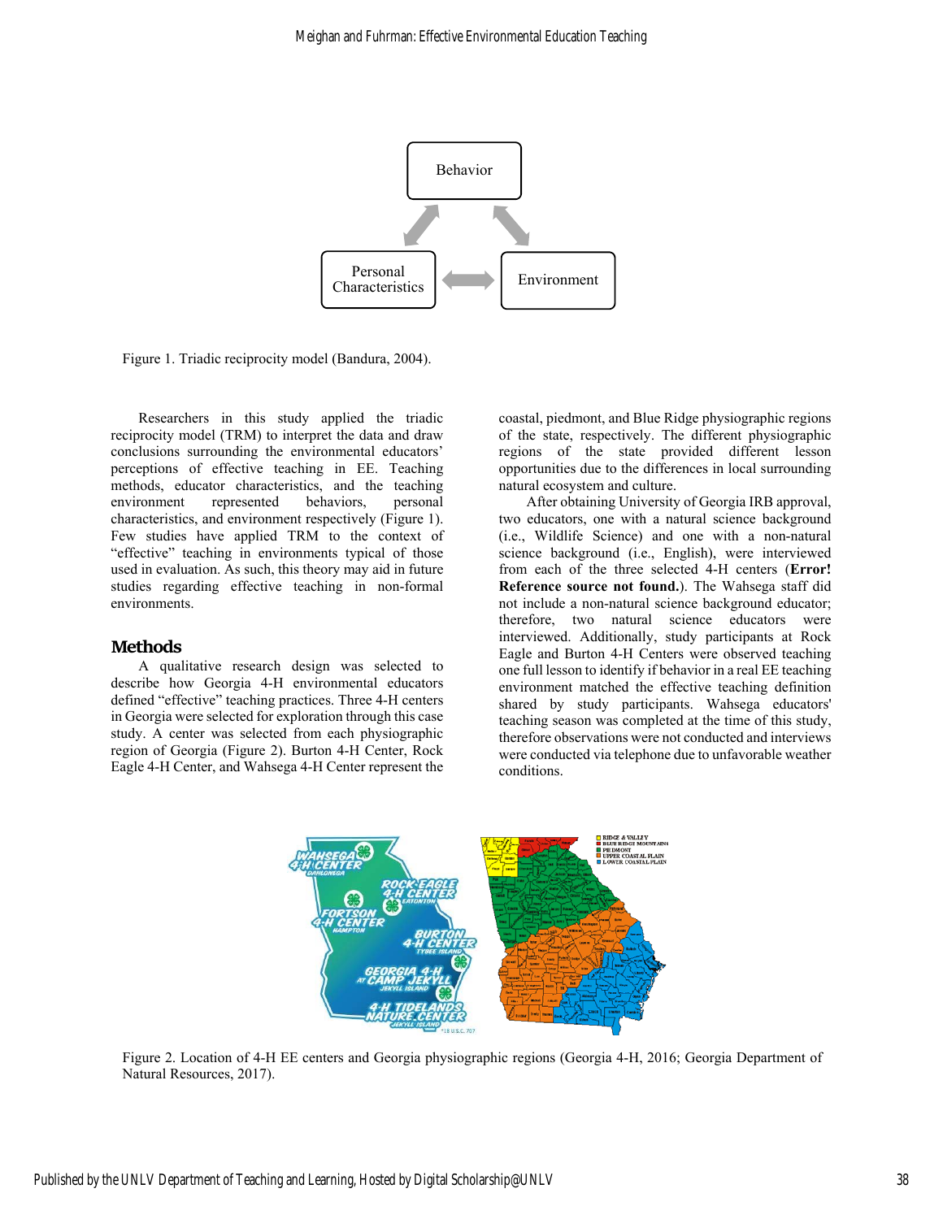Figure 1. Triadic reciprocity model (Bandura, 2004).

Researchers in this study applied the triadic reciprocity model (TRM) to interpret the data and draw conclusions surrounding the environmental educators' perceptions of effective teaching in EE. Teaching methods, educator characteristics, and the teaching environment represented behaviors, personal characteristics, and environment respectively (Figure 1). Few studies have applied TRM to the context of "effective" teaching in environments typical of those used in evaluation. As such, this theory may aid in future studies regarding effective teaching in non-formal environments.

## Methods

A qualitative research design was selected to describe how Georgia 4-H environmental educators defined "effective" teaching practices. Three 4-H centers in Georgia were selected for exploration through this case study. A center was selected from each physiographic region of Georgia (Figure 2). Burton 4-H Center, Rock Eagle 4-H Center, and Wahsega 4-H Center represent the coastal, piedmont, and Blue Ridge physiographic regions of the state, respectively. The different physiographic regions of the state provided different lesson opportunities due to the differences in local surrounding natural ecosystem and culture.

After obtaining University of Georgia IRB approval, two educators, one with a natural science background (i.e., Wildlife Science) and one with a non-natural science background (i.e., English), were interviewed from each of the three selected 4-H centers (**Error! Reference source not found.**). The Wahsega staff did not include a non-natural science background educator; therefore, two natural science educators were interviewed. Additionally, study participants at Rock Eagle and Burton 4-H Centers were observed teaching one full lesson to identify if behavior in a real EE teaching environment matched the effective teaching definition shared by study participants. Wahsega educators' teaching season was completed at the time of this study, therefore observations were not conducted and interviews were conducted via telephone due to unfavorable weather conditions.

Figure 2. Location of 4-H EE centers and Georgia physiographic regions (Georgia 4-H, 2016; Georgia Department of Natural Resources, 2017).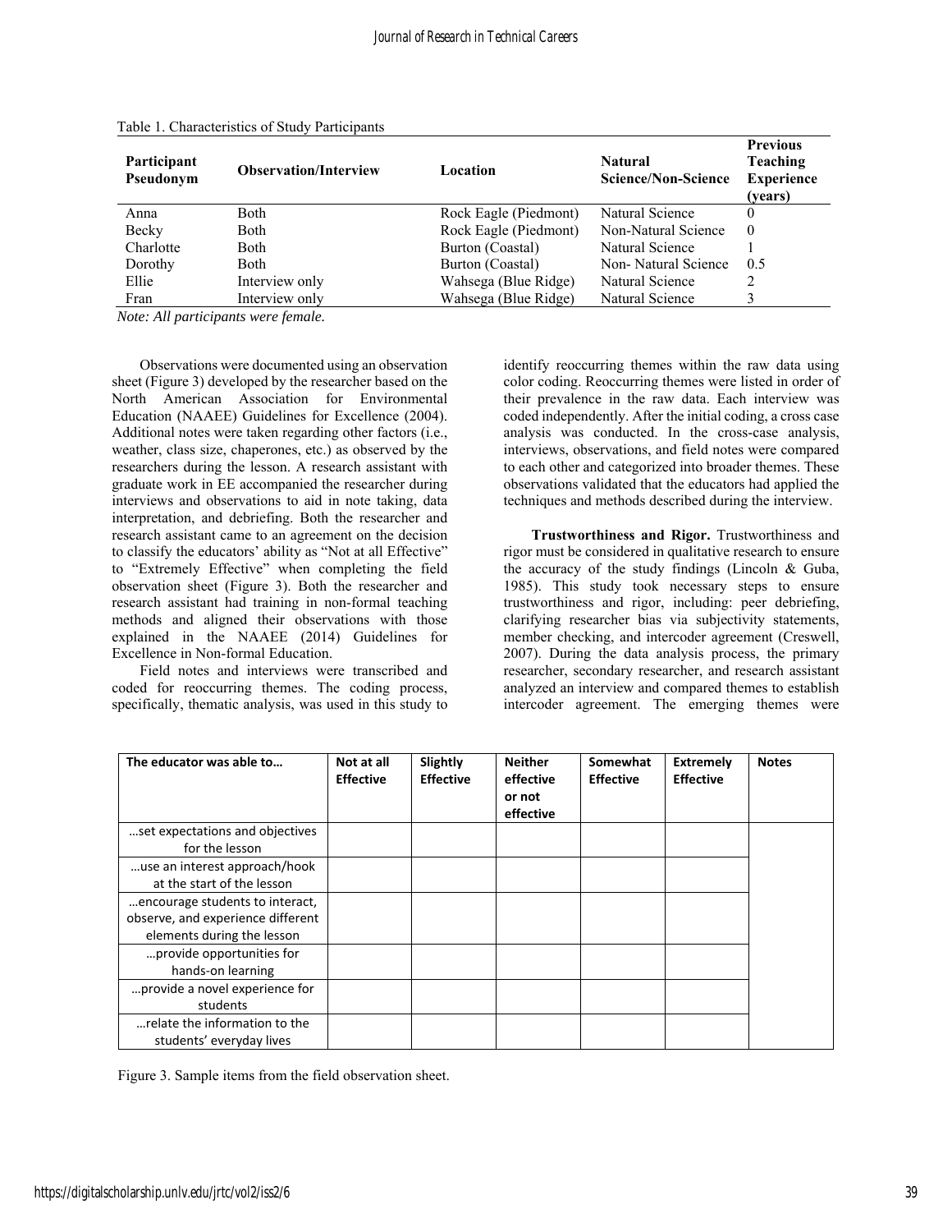Table 1. Characteristics of Study Participants

| Participant Pseudonym | Observation/Interview | Location | Natural Science/Non-Science | Previous Teaching Experience (years) |
|---|---|---|---|---|
| Anna | Both | Rock Eagle (Piedmont) | Natural Science | 0 |
| Becky | Both | Rock Eagle (Piedmont) | Non-Natural Science | 0 |
| Charlotte | Both | Burton (Coastal) | Natural Science | 1 |
| Dorothy | Both | Burton (Coastal) | Non- Natural Science | 0.5 |
| Ellie | Interview only | Wahsega (Blue Ridge) | Natural Science | 2 |
| Fran | Interview only | Wahsega (Blue Ridge) | Natural Science | 3 |

*Note: All participants were female.*

Observations were documented using an observation sheet (Figure 3) developed by the researcher based on the North American Association for Environmental Education (NAAEE) Guidelines for Excellence (2004). Additional notes were taken regarding other factors (i.e., weather, class size, chaperones, etc.) as observed by the researchers during the lesson. A research assistant with graduate work in EE accompanied the researcher during interviews and observations to aid in note taking, data interpretation, and debriefing. Both the researcher and research assistant came to an agreement on the decision to classify the educators' ability as "Not at all Effective" to "Extremely Effective" when completing the field observation sheet (Figure 3). Both the researcher and research assistant had training in non-formal teaching methods and aligned their observations with those explained in the NAAEE (2014) Guidelines for Excellence in Non-formal Education.

Field notes and interviews were transcribed and coded for reoccurring themes. The coding process, specifically, thematic analysis, was used in this study to identify reoccurring themes within the raw data using color coding. Reoccurring themes were listed in order of their prevalence in the raw data. Each interview was coded independently. After the initial coding, a cross case analysis was conducted. In the cross-case analysis, interviews, observations, and field notes were compared to each other and categorized into broader themes. These observations validated that the educators had applied the techniques and methods described during the interview.

**Trustworthiness and Rigor.** Trustworthiness and rigor must be considered in qualitative research to ensure the accuracy of the study findings (Lincoln & Guba, 1985). This study took necessary steps to ensure trustworthiness and rigor, including: peer debriefing, clarifying researcher bias via subjectivity statements, member checking, and intercoder agreement (Creswell, 2007). During the data analysis process, the primary researcher, secondary researcher, and research assistant analyzed an interview and compared themes to establish intercoder agreement. The emerging themes were

| The educator was able to… | Not at all Effective | Slightly Effective | Neither effective or not effective | Somewhat Effective | Extremely Effective | Notes |
|---|---|---|---|---|---|---|
| …set expectations and objectives for the lesson | | | | | | |
| …use an interest approach/hook at the start of the lesson | | | | | | |
| …encourage students to interact, observe, and experience different elements during the lesson | | | | | | |
| …provide opportunities for hands-on learning | | | | | | |
| …provide a novel experience for students | | | | | | |
| …relate the information to the students' everyday lives | | | | | | |

Figure 3. Sample items from the field observation sheet.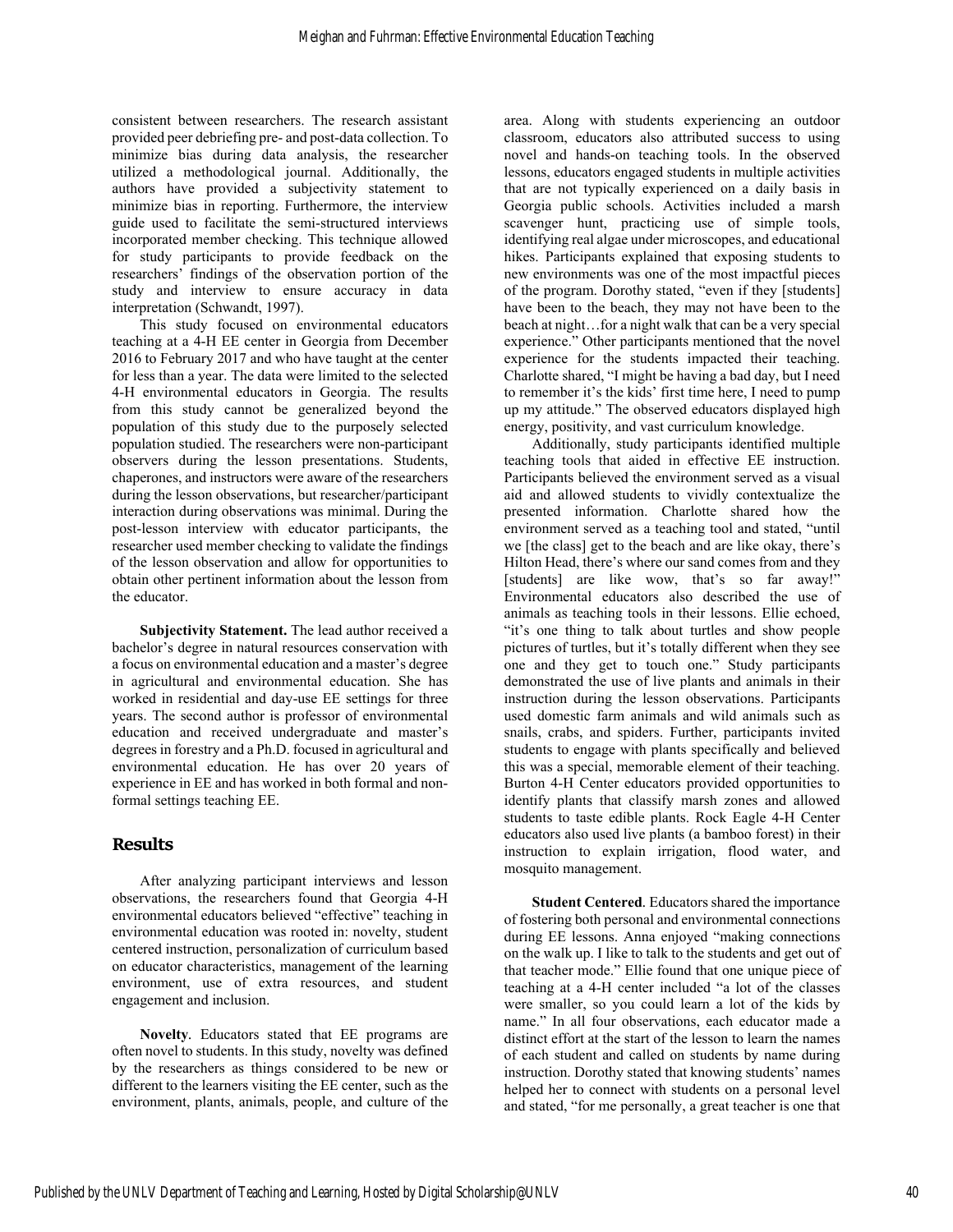consistent between researchers. The research assistant provided peer debriefing pre- and post-data collection. To minimize bias during data analysis, the researcher utilized a methodological journal. Additionally, the authors have provided a subjectivity statement to minimize bias in reporting. Furthermore, the interview guide used to facilitate the semi-structured interviews incorporated member checking. This technique allowed for study participants to provide feedback on the researchers' findings of the observation portion of the study and interview to ensure accuracy in data interpretation (Schwandt, 1997).

This study focused on environmental educators teaching at a 4-H EE center in Georgia from December 2016 to February 2017 and who have taught at the center for less than a year. The data were limited to the selected 4-H environmental educators in Georgia. The results from this study cannot be generalized beyond the population of this study due to the purposely selected population studied. The researchers were non-participant observers during the lesson presentations. Students, chaperones, and instructors were aware of the researchers during the lesson observations, but researcher/participant interaction during observations was minimal. During the post-lesson interview with educator participants, the researcher used member checking to validate the findings of the lesson observation and allow for opportunities to obtain other pertinent information about the lesson from the educator.

**Subjectivity Statement.** The lead author received a bachelor's degree in natural resources conservation with a focus on environmental education and a master's degree in agricultural and environmental education. She has worked in residential and day-use EE settings for three years. The second author is professor of environmental education and received undergraduate and master's degrees in forestry and a Ph.D. focused in agricultural and environmental education. He has over 20 years of experience in EE and has worked in both formal and non-formal settings teaching EE.

## Results

After analyzing participant interviews and lesson observations, the researchers found that Georgia 4-H environmental educators believed "effective" teaching in environmental education was rooted in: novelty, student centered instruction, personalization of curriculum based on educator characteristics, management of the learning environment, use of extra resources, and student engagement and inclusion.

**Novelty**. Educators stated that EE programs are often novel to students. In this study, novelty was defined by the researchers as things considered to be new or different to the learners visiting the EE center, such as the environment, plants, animals, people, and culture of the area. Along with students experiencing an outdoor classroom, educators also attributed success to using novel and hands-on teaching tools. In the observed lessons, educators engaged students in multiple activities that are not typically experienced on a daily basis in Georgia public schools. Activities included a marsh scavenger hunt, practicing use of simple tools, identifying real algae under microscopes, and educational hikes. Participants explained that exposing students to new environments was one of the most impactful pieces of the program. Dorothy stated, "even if they [students] have been to the beach, they may not have been to the beach at night…for a night walk that can be a very special experience." Other participants mentioned that the novel experience for the students impacted their teaching. Charlotte shared, "I might be having a bad day, but I need to remember it's the kids' first time here, I need to pump up my attitude." The observed educators displayed high energy, positivity, and vast curriculum knowledge.

Additionally, study participants identified multiple teaching tools that aided in effective EE instruction. Participants believed the environment served as a visual aid and allowed students to vividly contextualize the presented information. Charlotte shared how the environment served as a teaching tool and stated, "until we [the class] get to the beach and are like okay, there's Hilton Head, there's where our sand comes from and they [students] are like wow, that's so far away!" Environmental educators also described the use of animals as teaching tools in their lessons. Ellie echoed, "it's one thing to talk about turtles and show people pictures of turtles, but it's totally different when they see one and they get to touch one." Study participants demonstrated the use of live plants and animals in their instruction during the lesson observations. Participants used domestic farm animals and wild animals such as snails, crabs, and spiders. Further, participants invited students to engage with plants specifically and believed this was a special, memorable element of their teaching. Burton 4-H Center educators provided opportunities to identify plants that classify marsh zones and allowed students to taste edible plants. Rock Eagle 4-H Center educators also used live plants (a bamboo forest) in their instruction to explain irrigation, flood water, and mosquito management.

**Student Centered**. Educators shared the importance of fostering both personal and environmental connections during EE lessons. Anna enjoyed "making connections on the walk up. I like to talk to the students and get out of that teacher mode." Ellie found that one unique piece of teaching at a 4-H center included "a lot of the classes were smaller, so you could learn a lot of the kids by name." In all four observations, each educator made a distinct effort at the start of the lesson to learn the names of each student and called on students by name during instruction. Dorothy stated that knowing students' names helped her to connect with students on a personal level and stated, "for me personally, a great teacher is one that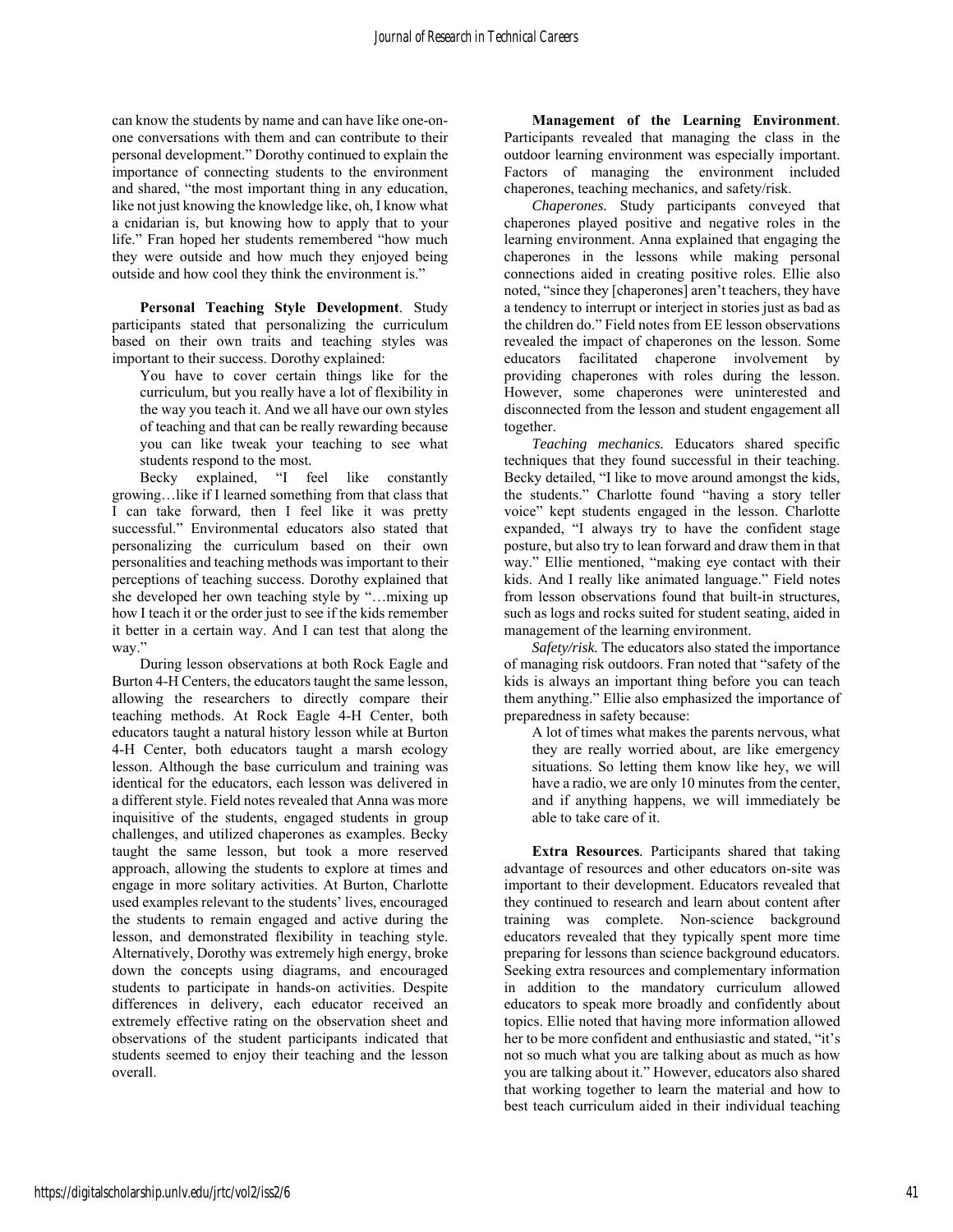can know the students by name and can have like one-on-one conversations with them and can contribute to their personal development." Dorothy continued to explain the importance of connecting students to the environment and shared, "the most important thing in any education, like not just knowing the knowledge like, oh, I know what a cnidarian is, but knowing how to apply that to your life." Fran hoped her students remembered "how much they were outside and how much they enjoyed being outside and how cool they think the environment is."

**Personal Teaching Style Development**. Study participants stated that personalizing the curriculum based on their own traits and teaching styles was important to their success. Dorothy explained:

> You have to cover certain things like for the curriculum, but you really have a lot of flexibility in the way you teach it. And we all have our own styles of teaching and that can be really rewarding because you can like tweak your teaching to see what students respond to the most.

Becky explained, "I feel like constantly growing…like if I learned something from that class that I can take forward, then I feel like it was pretty successful." Environmental educators also stated that personalizing the curriculum based on their own personalities and teaching methods was important to their perceptions of teaching success. Dorothy explained that she developed her own teaching style by "…mixing up how I teach it or the order just to see if the kids remember it better in a certain way. And I can test that along the way."

During lesson observations at both Rock Eagle and Burton 4-H Centers, the educators taught the same lesson, allowing the researchers to directly compare their teaching methods. At Rock Eagle 4-H Center, both educators taught a natural history lesson while at Burton 4-H Center, both educators taught a marsh ecology lesson. Although the base curriculum and training was identical for the educators, each lesson was delivered in a different style. Field notes revealed that Anna was more inquisitive of the students, engaged students in group challenges, and utilized chaperones as examples. Becky taught the same lesson, but took a more reserved approach, allowing the students to explore at times and engage in more solitary activities. At Burton, Charlotte used examples relevant to the students' lives, encouraged the students to remain engaged and active during the lesson, and demonstrated flexibility in teaching style. Alternatively, Dorothy was extremely high energy, broke down the concepts using diagrams, and encouraged students to participate in hands-on activities. Despite differences in delivery, each educator received an extremely effective rating on the observation sheet and observations of the student participants indicated that students seemed to enjoy their teaching and the lesson overall.

**Management of the Learning Environment**. Participants revealed that managing the class in the outdoor learning environment was especially important. Factors of managing the environment included chaperones, teaching mechanics, and safety/risk.

*Chaperones.* Study participants conveyed that chaperones played positive and negative roles in the learning environment. Anna explained that engaging the chaperones in the lessons while making personal connections aided in creating positive roles. Ellie also noted, "since they [chaperones] aren't teachers, they have a tendency to interrupt or interject in stories just as bad as the children do." Field notes from EE lesson observations revealed the impact of chaperones on the lesson. Some educators facilitated chaperone involvement by providing chaperones with roles during the lesson. However, some chaperones were uninterested and disconnected from the lesson and student engagement all together.

*Teaching mechanics.* Educators shared specific techniques that they found successful in their teaching. Becky detailed, "I like to move around amongst the kids, the students." Charlotte found "having a story teller voice" kept students engaged in the lesson. Charlotte expanded, "I always try to have the confident stage posture, but also try to lean forward and draw them in that way." Ellie mentioned, "making eye contact with their kids. And I really like animated language." Field notes from lesson observations found that built-in structures, such as logs and rocks suited for student seating, aided in management of the learning environment.

*Safety/risk.* The educators also stated the importance of managing risk outdoors. Fran noted that "safety of the kids is always an important thing before you can teach them anything." Ellie also emphasized the importance of preparedness in safety because:

> A lot of times what makes the parents nervous, what they are really worried about, are like emergency situations. So letting them know like hey, we will have a radio, we are only 10 minutes from the center, and if anything happens, we will immediately be able to take care of it.

**Extra Resources**. Participants shared that taking advantage of resources and other educators on-site was important to their development. Educators revealed that they continued to research and learn about content after training was complete. Non-science background educators revealed that they typically spent more time preparing for lessons than science background educators. Seeking extra resources and complementary information in addition to the mandatory curriculum allowed educators to speak more broadly and confidently about topics. Ellie noted that having more information allowed her to be more confident and enthusiastic and stated, "it's not so much what you are talking about as much as how you are talking about it." However, educators also shared that working together to learn the material and how to best teach curriculum aided in their individual teaching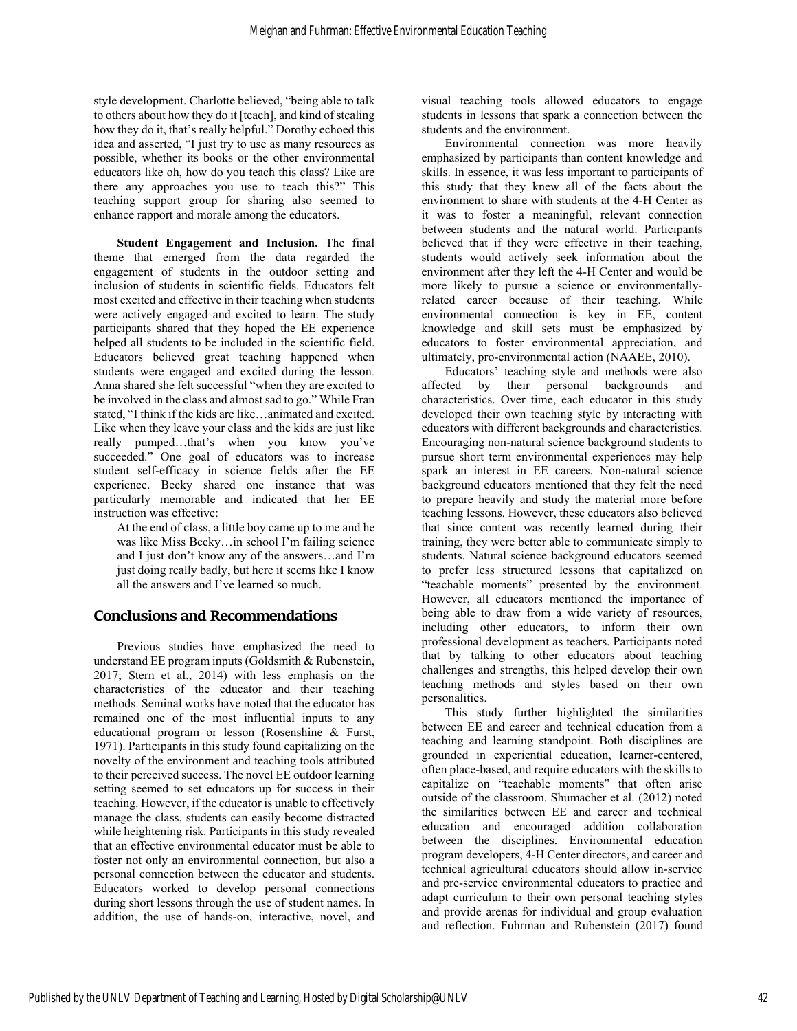style development. Charlotte believed, "being able to talk to others about how they do it [teach], and kind of stealing how they do it, that's really helpful." Dorothy echoed this idea and asserted, "I just try to use as many resources as possible, whether its books or the other environmental educators like oh, how do you teach this class? Like are there any approaches you use to teach this?" This teaching support group for sharing also seemed to enhance rapport and morale among the educators.

**Student Engagement and Inclusion.** The final theme that emerged from the data regarded the engagement of students in the outdoor setting and inclusion of students in scientific fields. Educators felt most excited and effective in their teaching when students were actively engaged and excited to learn. The study participants shared that they hoped the EE experience helped all students to be included in the scientific field. Educators believed great teaching happened when students were engaged and excited during the lesson. Anna shared she felt successful "when they are excited to be involved in the class and almost sad to go." While Fran stated, "I think if the kids are like…animated and excited. Like when they leave your class and the kids are just like really pumped…that's when you know you've succeeded." One goal of educators was to increase student self-efficacy in science fields after the EE experience. Becky shared one instance that was particularly memorable and indicated that her EE instruction was effective:

> At the end of class, a little boy came up to me and he was like Miss Becky…in school I'm failing science and I just don't know any of the answers…and I'm just doing really badly, but here it seems like I know all the answers and I've learned so much.

## Conclusions and Recommendations

Previous studies have emphasized the need to understand EE program inputs (Goldsmith & Rubenstein, 2017; Stern et al., 2014) with less emphasis on the characteristics of the educator and their teaching methods. Seminal works have noted that the educator has remained one of the most influential inputs to any educational program or lesson (Rosenshine & Furst, 1971). Participants in this study found capitalizing on the novelty of the environment and teaching tools attributed to their perceived success. The novel EE outdoor learning setting seemed to set educators up for success in their teaching. However, if the educator is unable to effectively manage the class, students can easily become distracted while heightening risk. Participants in this study revealed that an effective environmental educator must be able to foster not only an environmental connection, but also a personal connection between the educator and students. Educators worked to develop personal connections during short lessons through the use of student names. In addition, the use of hands-on, interactive, novel, and visual teaching tools allowed educators to engage students in lessons that spark a connection between the students and the environment.

Environmental connection was more heavily emphasized by participants than content knowledge and skills. In essence, it was less important to participants of this study that they knew all of the facts about the environment to share with students at the 4-H Center as it was to foster a meaningful, relevant connection between students and the natural world. Participants believed that if they were effective in their teaching, students would actively seek information about the environment after they left the 4-H Center and would be more likely to pursue a science or environmentally-related career because of their teaching. While environmental connection is key in EE, content knowledge and skill sets must be emphasized by educators to foster environmental appreciation, and ultimately, pro-environmental action (NAAEE, 2010).

Educators' teaching style and methods were also affected by their personal backgrounds and characteristics. Over time, each educator in this study developed their own teaching style by interacting with educators with different backgrounds and characteristics. Encouraging non-natural science background students to pursue short term environmental experiences may help spark an interest in EE careers. Non-natural science background educators mentioned that they felt the need to prepare heavily and study the material more before teaching lessons. However, these educators also believed that since content was recently learned during their training, they were better able to communicate simply to students. Natural science background educators seemed to prefer less structured lessons that capitalized on "teachable moments" presented by the environment. However, all educators mentioned the importance of being able to draw from a wide variety of resources, including other educators, to inform their own professional development as teachers. Participants noted that by talking to other educators about teaching challenges and strengths, this helped develop their own teaching methods and styles based on their own personalities.

This study further highlighted the similarities between EE and career and technical education from a teaching and learning standpoint. Both disciplines are grounded in experiential education, learner-centered, often place-based, and require educators with the skills to capitalize on "teachable moments" that often arise outside of the classroom. Shumacher et al. (2012) noted the similarities between EE and career and technical education and encouraged addition collaboration between the disciplines. Environmental education program developers, 4-H Center directors, and career and technical agricultural educators should allow in-service and pre-service environmental educators to practice and adapt curriculum to their own personal teaching styles and provide arenas for individual and group evaluation and reflection. Fuhrman and Rubenstein (2017) found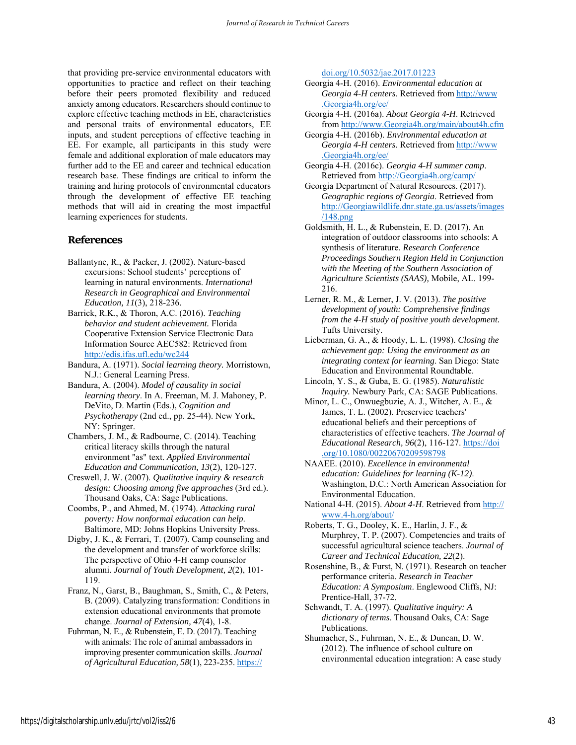that providing pre-service environmental educators with opportunities to practice and reflect on their teaching before their peers promoted flexibility and reduced anxiety among educators. Researchers should continue to explore effective teaching methods in EE, characteristics and personal traits of environmental educators, EE inputs, and student perceptions of effective teaching in EE. For example, all participants in this study were female and additional exploration of male educators may further add to the EE and career and technical education research base. These findings are critical to inform the training and hiring protocols of environmental educators through the development of effective EE teaching methods that will aid in creating the most impactful learning experiences for students.

## References

Ballantyne, R., & Packer, J. (2002). Nature-based excursions: School students' perceptions of learning in natural environments. *International Research in Geographical and Environmental Education, 11*(3), 218-236.

Barrick, R.K., & Thoron, A.C. (2016). *Teaching behavior and student achievement.* Florida Cooperative Extension Service Electronic Data Information Source AEC582: Retrieved from http://edis.ifas.ufl.edu/wc244

Bandura, A. (1971). *Social learning theory.* Morristown, N.J.: General Learning Press.

Bandura, A. (2004). *Model of causality in social learning theory*. In A. Freeman, M. J. Mahoney, P. DeVito, D. Martin (Eds.), *Cognition and Psychotherapy* (2nd ed., pp. 25-44). New York, NY: Springer.

Chambers, J. M., & Radbourne, C. (2014). Teaching critical literacy skills through the natural environment "as" text. *Applied Environmental Education and Communication, 13*(2), 120-127.

Creswell, J. W. (2007). *Qualitative inquiry & research design: Choosing among five approaches* (3rd ed.). Thousand Oaks, CA: Sage Publications.

Coombs, P., and Ahmed, M. (1974). *Attacking rural poverty: How nonformal education can help*. Baltimore, MD: Johns Hopkins University Press.

Digby, J. K., & Ferrari, T. (2007). Camp counseling and the development and transfer of workforce skills: The perspective of Ohio 4-H camp counselor alumni. *Journal of Youth Development, 2*(2), 101-119.

Franz, N., Garst, B., Baughman, S., Smith, C., & Peters, B. (2009). Catalyzing transformation: Conditions in extension educational environments that promote change. *Journal of Extension, 47*(4), 1-8.

Fuhrman, N. E., & Rubenstein, E. D. (2017). Teaching with animals: The role of animal ambassadors in improving presenter communication skills. *Journal of Agricultural Education, 58*(1), 223-235. https://doi.org/10.5032/jae.2017.01223

Georgia 4-H. (2016). *Environmental education at Georgia 4-H centers*. Retrieved from http://www.Georgia4h.org/ee/

Georgia 4-H. (2016a). *About Georgia 4-H*. Retrieved from http://www.Georgia4h.org/main/about4h.cfm

Georgia 4-H. (2016b). *Environmental education at Georgia 4-H centers*. Retrieved from http://www.Georgia4h.org/ee/

Georgia 4-H. (2016c). *Georgia 4-H summer camp*. Retrieved from http://Georgia4h.org/camp/

Georgia Department of Natural Resources. (2017). *Geographic regions of Georgia*. Retrieved from http://Georgiawildlife.dnr.state.ga.us/assets/images/148.png

Goldsmith, H. L., & Rubenstein, E. D. (2017). An integration of outdoor classrooms into schools: A synthesis of literature. *Research Conference Proceedings Southern Region Held in Conjunction with the Meeting of the Southern Association of Agriculture Scientists (SAAS),* Mobile, AL. 199-216.

Lerner, R. M., & Lerner, J. V. (2013). *The positive development of youth: Comprehensive findings from the 4-H study of positive youth development.* Tufts University.

Lieberman, G. A., & Hoody, L. L. (1998). *Closing the achievement gap: Using the environment as an integrating context for learning*. San Diego: State Education and Environmental Roundtable.

Lincoln, Y. S., & Guba, E. G. (1985). *Naturalistic Inquiry.* Newbury Park, CA: SAGE Publications.

Minor, L. C., Onwuegbuzie, A. J., Witcher, A. E., & James, T. L. (2002). Preservice teachers' educational beliefs and their perceptions of characteristics of effective teachers. *The Journal of Educational Research, 96*(2), 116-127. https://doi.org/10.1080/00220670209598798

NAAEE. (2010). *Excellence in environmental education: Guidelines for learning (K-12).* Washington, D.C.: North American Association for Environmental Education.

National 4-H. (2015). *About 4-H*. Retrieved from http://www.4-h.org/about/

Roberts, T. G., Dooley, K. E., Harlin, J. F., & Murphrey, T. P. (2007). Competencies and traits of successful agricultural science teachers. *Journal of Career and Technical Education, 22*(2).

Rosenshine, B., & Furst, N. (1971). Research on teacher performance criteria. *Research in Teacher Education: A Symposium*. Englewood Cliffs, NJ: Prentice-Hall, 37-72.

Schwandt, T. A. (1997). *Qualitative inquiry: A dictionary of terms*. Thousand Oaks, CA: Sage Publications.

Shumacher, S., Fuhrman, N. E., & Duncan, D. W. (2012). The influence of school culture on environmental education integration: A case study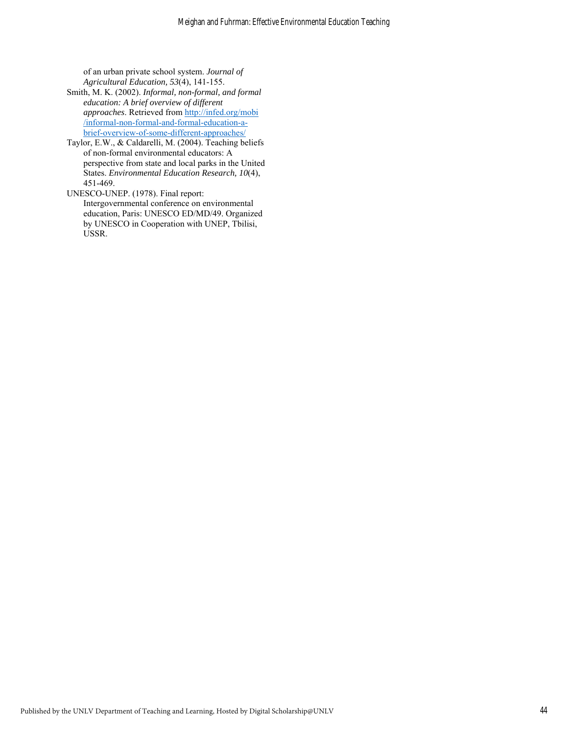of an urban private school system. *Journal of Agricultural Education, 53*(4), 141-155.

Smith, M. K. (2002). *Informal, non-formal, and formal education: A brief overview of different approaches*. Retrieved from http://infed.org/mobi/informal-non-formal-and-formal-education-a-brief-overview-of-some-different-approaches/

Taylor, E.W., & Caldarelli, M. (2004). Teaching beliefs of non-formal environmental educators: A perspective from state and local parks in the United States. *Environmental Education Research, 10*(4), 451-469.

UNESCO-UNEP. (1978). Final report: Intergovernmental conference on environmental education, Paris: UNESCO ED/MD/49. Organized by UNESCO in Cooperation with UNEP, Tbilisi, USSR.